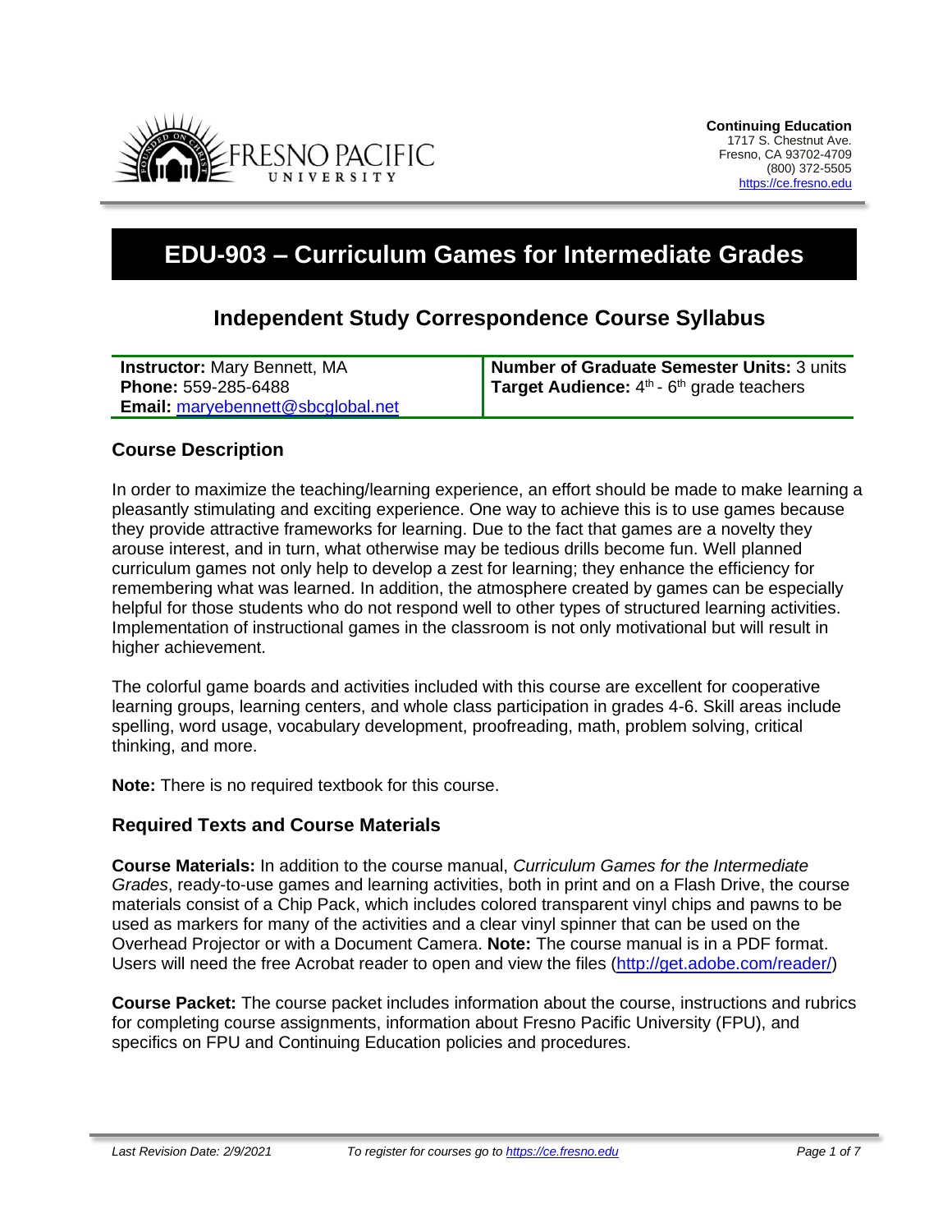**Continuing Education**
1717 S. Chestnut Ave.
Fresno, CA 93702-4709
(800) 372-5505
https://ce.fresno.edu

# EDU-903 – Curriculum Games for Intermediate Grades

## Independent Study Correspondence Course Syllabus

| | |
|---|---|
| **Instructor:** Mary Bennett, MA<br>**Phone:** 559-285-6488<br>**Email:** maryebennett@sbcglobal.net | **Number of Graduate Semester Units:** 3 units<br>**Target Audience:** 4th - 6th grade teachers |

### Course Description

In order to maximize the teaching/learning experience, an effort should be made to make learning a pleasantly stimulating and exciting experience. One way to achieve this is to use games because they provide attractive frameworks for learning. Due to the fact that games are a novelty they arouse interest, and in turn, what otherwise may be tedious drills become fun. Well planned curriculum games not only help to develop a zest for learning; they enhance the efficiency for remembering what was learned. In addition, the atmosphere created by games can be especially helpful for those students who do not respond well to other types of structured learning activities. Implementation of instructional games in the classroom is not only motivational but will result in higher achievement.

The colorful game boards and activities included with this course are excellent for cooperative learning groups, learning centers, and whole class participation in grades 4-6. Skill areas include spelling, word usage, vocabulary development, proofreading, math, problem solving, critical thinking, and more.

**Note:** There is no required textbook for this course.

### Required Texts and Course Materials

**Course Materials:** In addition to the course manual, *Curriculum Games for the Intermediate Grades*, ready-to-use games and learning activities, both in print and on a Flash Drive, the course materials consist of a Chip Pack, which includes colored transparent vinyl chips and pawns to be used as markers for many of the activities and a clear vinyl spinner that can be used on the Overhead Projector or with a Document Camera. **Note:** The course manual is in a PDF format. Users will need the free Acrobat reader to open and view the files (http://get.adobe.com/reader/)

**Course Packet:** The course packet includes information about the course, instructions and rubrics for completing course assignments, information about Fresno Pacific University (FPU), and specifics on FPU and Continuing Education policies and procedures.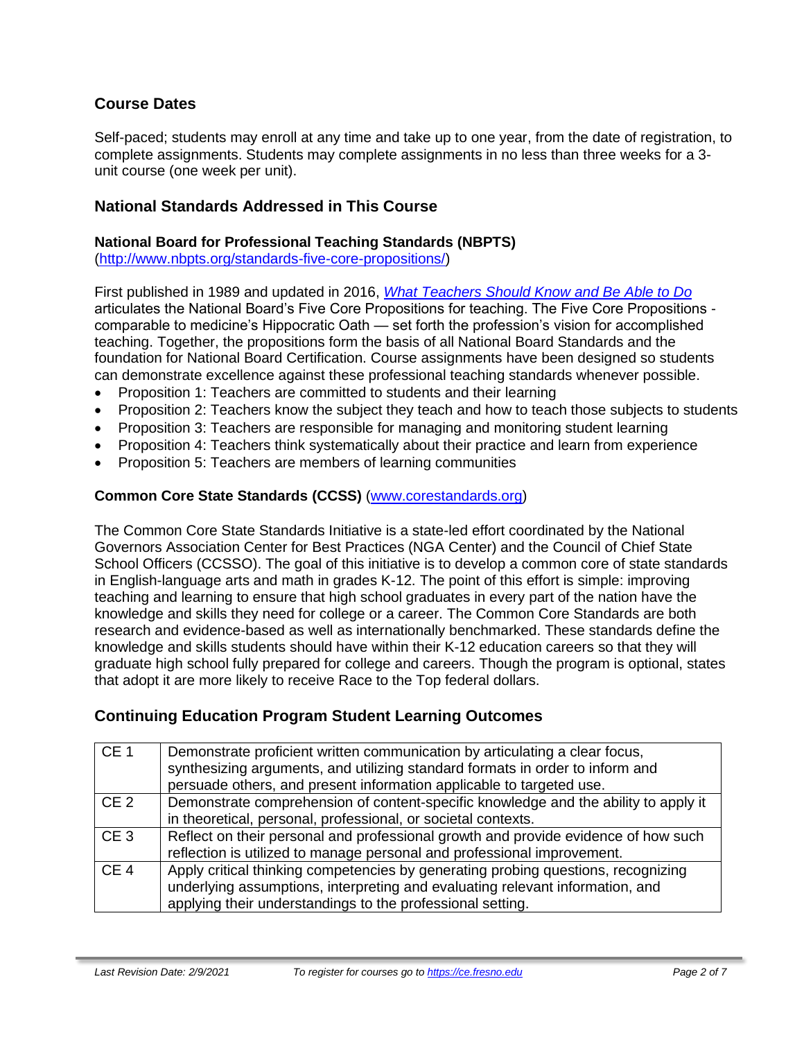## Course Dates

Self-paced; students may enroll at any time and take up to one year, from the date of registration, to complete assignments. Students may complete assignments in no less than three weeks for a 3-unit course (one week per unit).

## National Standards Addressed in This Course

### National Board for Professional Teaching Standards (NBPTS)

(http://www.nbpts.org/standards-five-core-propositions/)

First published in 1989 and updated in 2016, *What Teachers Should Know and Be Able to Do* articulates the National Board's Five Core Propositions for teaching. The Five Core Propositions - comparable to medicine's Hippocratic Oath — set forth the profession's vision for accomplished teaching. Together, the propositions form the basis of all National Board Standards and the foundation for National Board Certification. Course assignments have been designed so students can demonstrate excellence against these professional teaching standards whenever possible.

- Proposition 1: Teachers are committed to students and their learning
- Proposition 2: Teachers know the subject they teach and how to teach those subjects to students
- Proposition 3: Teachers are responsible for managing and monitoring student learning
- Proposition 4: Teachers think systematically about their practice and learn from experience
- Proposition 5: Teachers are members of learning communities

### Common Core State Standards (CCSS) (www.corestandards.org)

The Common Core State Standards Initiative is a state-led effort coordinated by the National Governors Association Center for Best Practices (NGA Center) and the Council of Chief State School Officers (CCSSO). The goal of this initiative is to develop a common core of state standards in English-language arts and math in grades K-12. The point of this effort is simple: improving teaching and learning to ensure that high school graduates in every part of the nation have the knowledge and skills they need for college or a career. The Common Core Standards are both research and evidence-based as well as internationally benchmarked. These standards define the knowledge and skills students should have within their K-12 education careers so that they will graduate high school fully prepared for college and careers. Though the program is optional, states that adopt it are more likely to receive Race to the Top federal dollars.

## Continuing Education Program Student Learning Outcomes

| | |
|---|---|
| CE 1 | Demonstrate proficient written communication by articulating a clear focus, synthesizing arguments, and utilizing standard formats in order to inform and persuade others, and present information applicable to targeted use. |
| CE 2 | Demonstrate comprehension of content-specific knowledge and the ability to apply it in theoretical, personal, professional, or societal contexts. |
| CE 3 | Reflect on their personal and professional growth and provide evidence of how such reflection is utilized to manage personal and professional improvement. |
| CE 4 | Apply critical thinking competencies by generating probing questions, recognizing underlying assumptions, interpreting and evaluating relevant information, and applying their understandings to the professional setting. |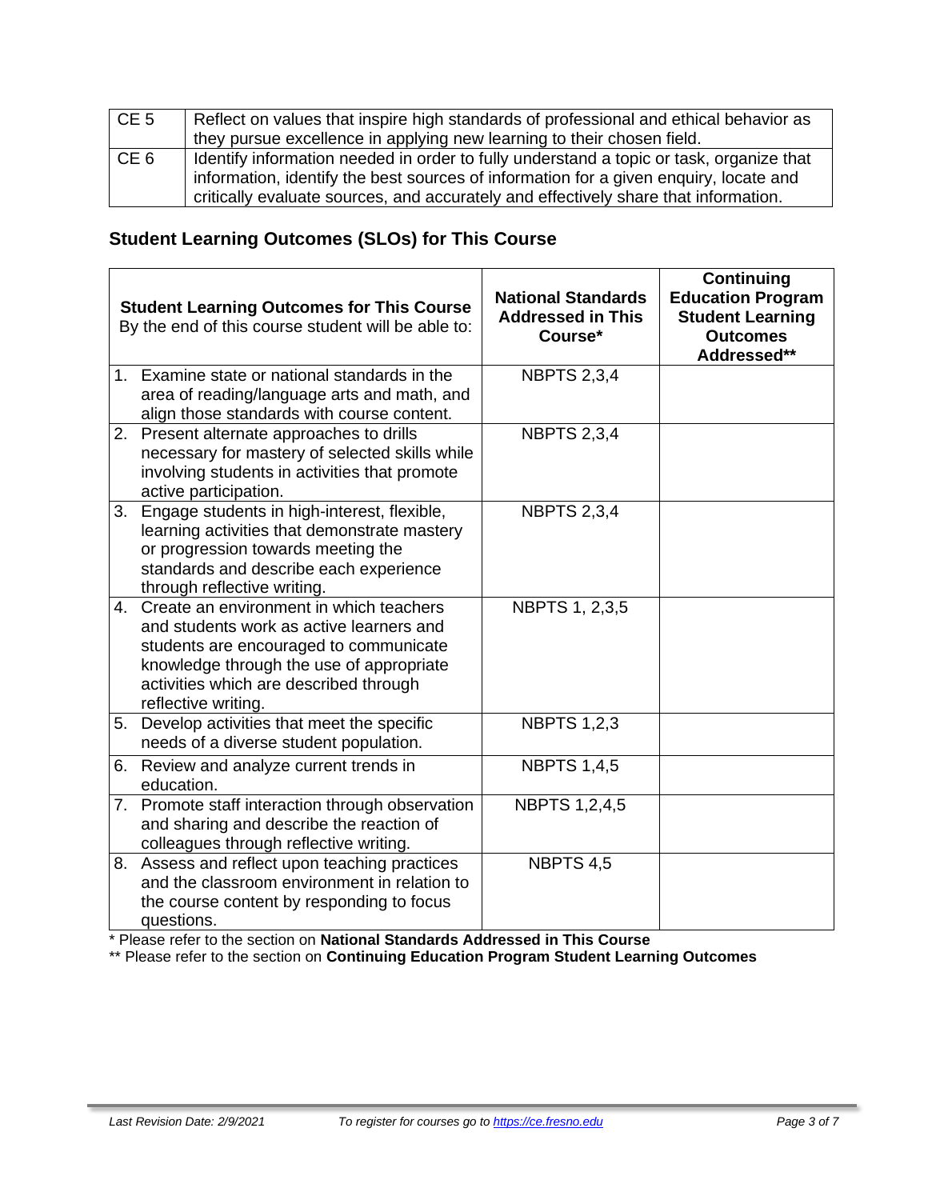| | |
|---|---|
| CE 5 | Reflect on values that inspire high standards of professional and ethical behavior as they pursue excellence in applying new learning to their chosen field. |
| CE 6 | Identify information needed in order to fully understand a topic or task, organize that information, identify the best sources of information for a given enquiry, locate and critically evaluate sources, and accurately and effectively share that information. |

## Student Learning Outcomes (SLOs) for This Course

| **Student Learning Outcomes for This Course** By the end of this course student will be able to: | **National Standards Addressed in This Course*** | **Continuing Education Program Student Learning Outcomes Addressed**** |
|---|---|---|
| 1. Examine state or national standards in the area of reading/language arts and math, and align those standards with course content. | NBPTS 2,3,4 | |
| 2. Present alternate approaches to drills necessary for mastery of selected skills while involving students in activities that promote active participation. | NBPTS 2,3,4 | |
| 3. Engage students in high-interest, flexible, learning activities that demonstrate mastery or progression towards meeting the standards and describe each experience through reflective writing. | NBPTS 2,3,4 | |
| 4. Create an environment in which teachers and students work as active learners and students are encouraged to communicate knowledge through the use of appropriate activities which are described through reflective writing. | NBPTS 1, 2,3,5 | |
| 5. Develop activities that meet the specific needs of a diverse student population. | NBPTS 1,2,3 | |
| 6. Review and analyze current trends in education. | NBPTS 1,4,5 | |
| 7. Promote staff interaction through observation and sharing and describe the reaction of colleagues through reflective writing. | NBPTS 1,2,4,5 | |
| 8. Assess and reflect upon teaching practices and the classroom environment in relation to the course content by responding to focus questions. | NBPTS 4,5 | |

* Please refer to the section on **National Standards Addressed in This Course**

** Please refer to the section on **Continuing Education Program Student Learning Outcomes**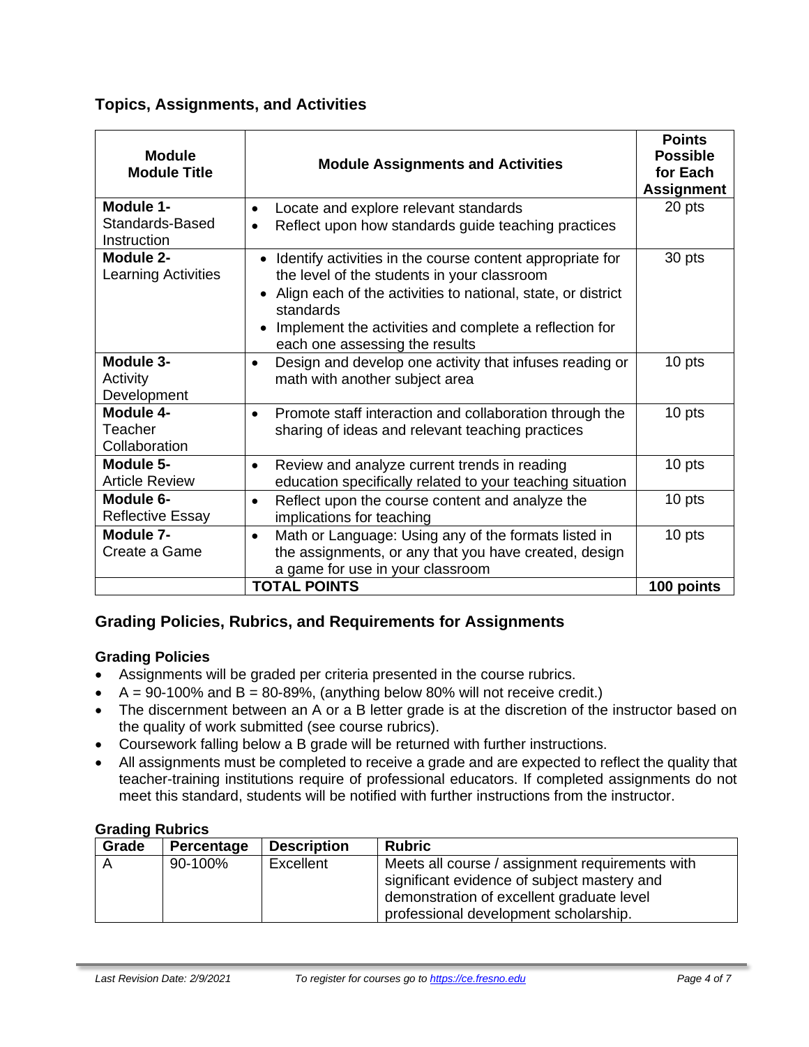## Topics, Assignments, and Activities

| Module<br>Module Title | Module Assignments and Activities | Points Possible for Each Assignment |
|---|---|---|
| **Module 1-**<br>Standards-Based Instruction | • Locate and explore relevant standards<br>• Reflect upon how standards guide teaching practices | 20 pts |
| **Module 2-**<br>Learning Activities | • Identify activities in the course content appropriate for the level of the students in your classroom<br>• Align each of the activities to national, state, or district standards<br>• Implement the activities and complete a reflection for each one assessing the results | 30 pts |
| **Module 3-**<br>Activity Development | • Design and develop one activity that infuses reading or math with another subject area | 10 pts |
| **Module 4-**<br>Teacher Collaboration | • Promote staff interaction and collaboration through the sharing of ideas and relevant teaching practices | 10 pts |
| **Module 5-**<br>Article Review | • Review and analyze current trends in reading education specifically related to your teaching situation | 10 pts |
| **Module 6-**<br>Reflective Essay | • Reflect upon the course content and analyze the implications for teaching | 10 pts |
| **Module 7-**<br>Create a Game | • Math or Language: Using any of the formats listed in the assignments, or any that you have created, design a game for use in your classroom | 10 pts |
| | **TOTAL POINTS** | **100 points** |

## Grading Policies, Rubrics, and Requirements for Assignments

### Grading Policies

- Assignments will be graded per criteria presented in the course rubrics.
- A = 90-100% and B = 80-89%, (anything below 80% will not receive credit.)
- The discernment between an A or a B letter grade is at the discretion of the instructor based on the quality of work submitted (see course rubrics).
- Coursework falling below a B grade will be returned with further instructions.
- All assignments must be completed to receive a grade and are expected to reflect the quality that teacher-training institutions require of professional educators. If completed assignments do not meet this standard, students will be notified with further instructions from the instructor.

### Grading Rubrics

| Grade | Percentage | Description | Rubric |
|---|---|---|---|
| A | 90-100% | Excellent | Meets all course / assignment requirements with significant evidence of subject mastery and demonstration of excellent graduate level professional development scholarship. |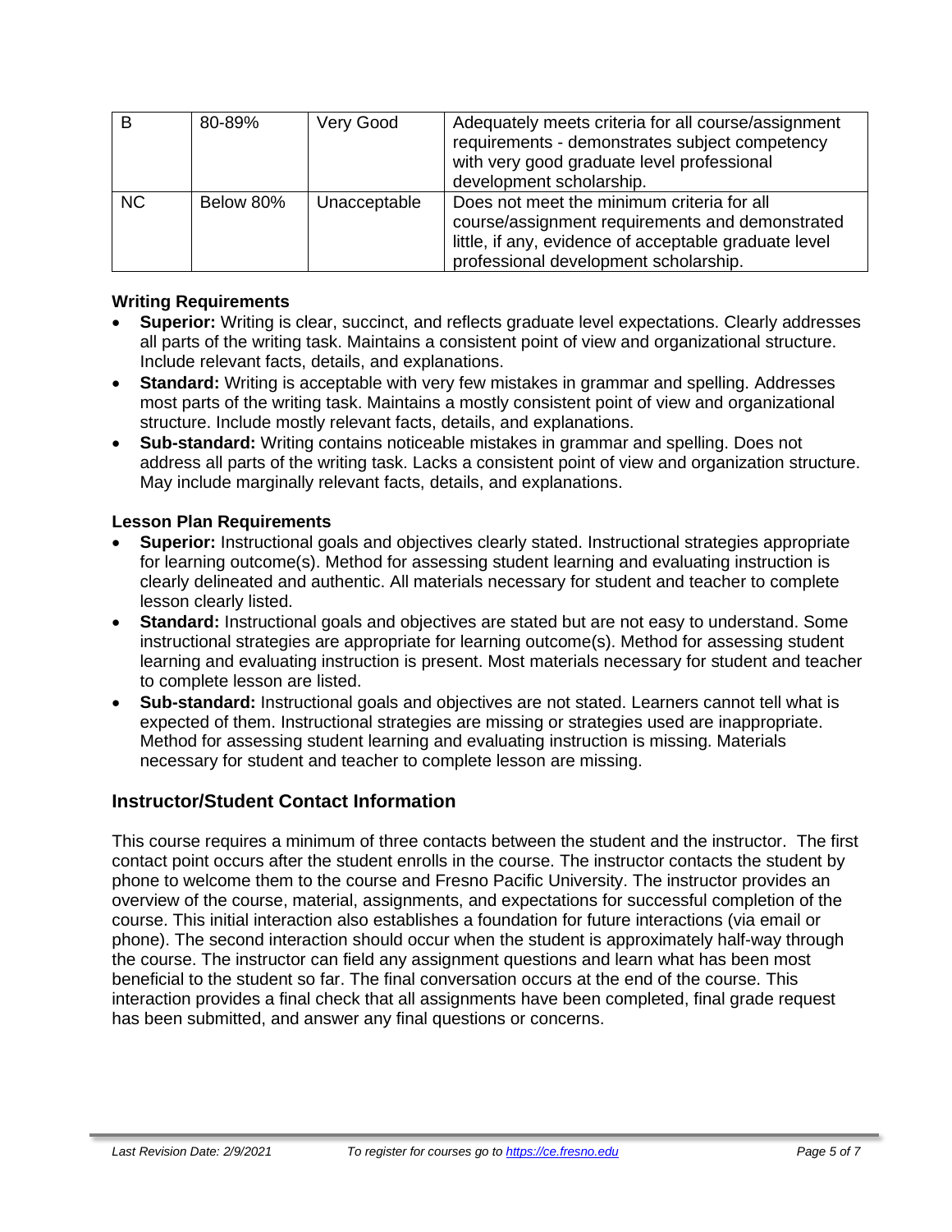| B | 80-89% | Very Good | Adequately meets criteria for all course/assignment requirements - demonstrates subject competency with very good graduate level professional development scholarship. |
| --- | --- | --- | --- |
| NC | Below 80% | Unacceptable | Does not meet the minimum criteria for all course/assignment requirements and demonstrated little, if any, evidence of acceptable graduate level professional development scholarship. |

### Writing Requirements

- **Superior:** Writing is clear, succinct, and reflects graduate level expectations. Clearly addresses all parts of the writing task. Maintains a consistent point of view and organizational structure. Include relevant facts, details, and explanations.
- **Standard:** Writing is acceptable with very few mistakes in grammar and spelling. Addresses most parts of the writing task. Maintains a mostly consistent point of view and organizational structure. Include mostly relevant facts, details, and explanations.
- **Sub-standard:** Writing contains noticeable mistakes in grammar and spelling. Does not address all parts of the writing task. Lacks a consistent point of view and organization structure. May include marginally relevant facts, details, and explanations.

### Lesson Plan Requirements

- **Superior:** Instructional goals and objectives clearly stated. Instructional strategies appropriate for learning outcome(s). Method for assessing student learning and evaluating instruction is clearly delineated and authentic. All materials necessary for student and teacher to complete lesson clearly listed.
- **Standard:** Instructional goals and objectives are stated but are not easy to understand. Some instructional strategies are appropriate for learning outcome(s). Method for assessing student learning and evaluating instruction is present. Most materials necessary for student and teacher to complete lesson are listed.
- **Sub-standard:** Instructional goals and objectives are not stated. Learners cannot tell what is expected of them. Instructional strategies are missing or strategies used are inappropriate. Method for assessing student learning and evaluating instruction is missing. Materials necessary for student and teacher to complete lesson are missing.

## Instructor/Student Contact Information

This course requires a minimum of three contacts between the student and the instructor. The first contact point occurs after the student enrolls in the course. The instructor contacts the student by phone to welcome them to the course and Fresno Pacific University. The instructor provides an overview of the course, material, assignments, and expectations for successful completion of the course. This initial interaction also establishes a foundation for future interactions (via email or phone). The second interaction should occur when the student is approximately half-way through the course. The instructor can field any assignment questions and learn what has been most beneficial to the student so far. The final conversation occurs at the end of the course. This interaction provides a final check that all assignments have been completed, final grade request has been submitted, and answer any final questions or concerns.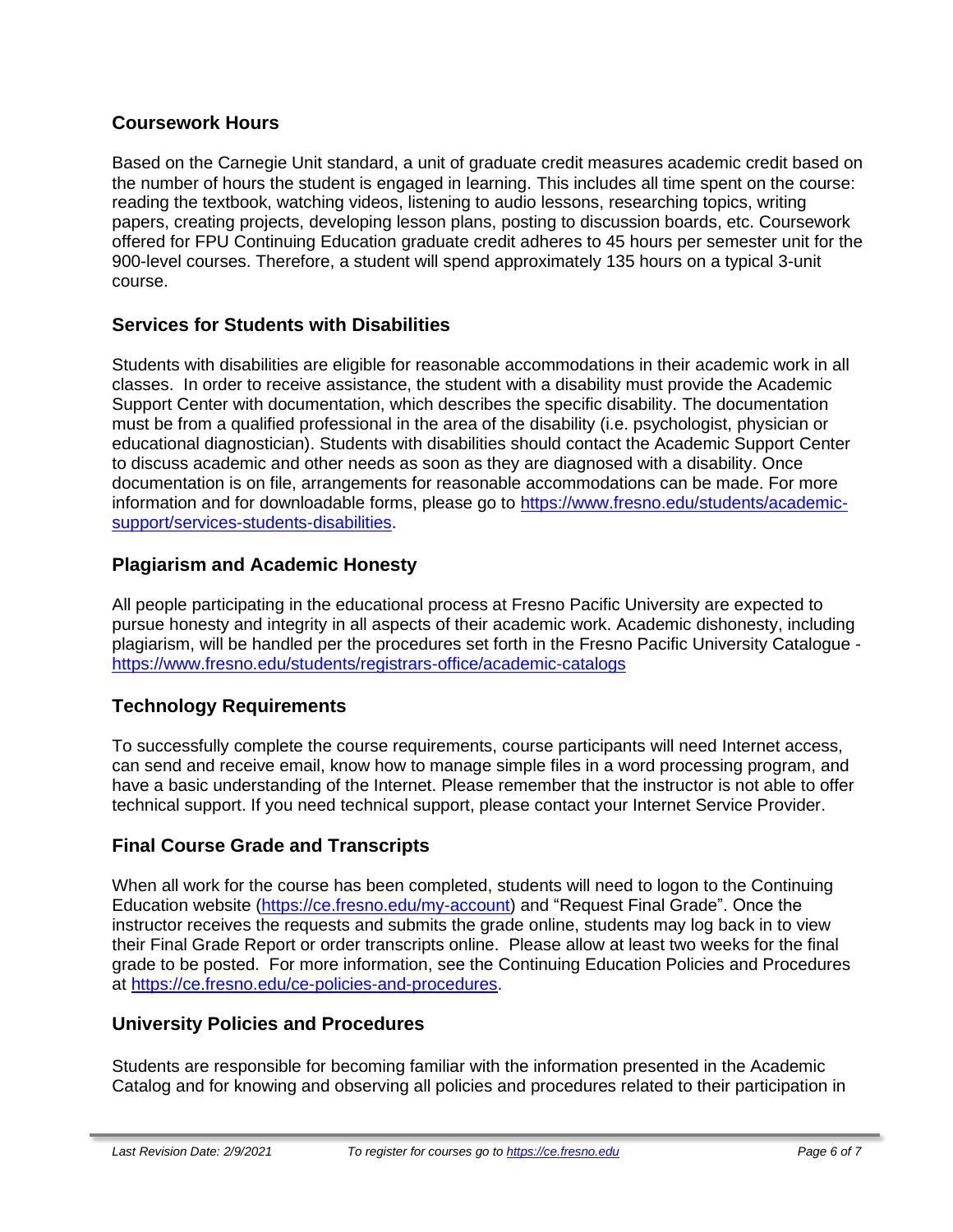## Coursework Hours

Based on the Carnegie Unit standard, a unit of graduate credit measures academic credit based on the number of hours the student is engaged in learning. This includes all time spent on the course: reading the textbook, watching videos, listening to audio lessons, researching topics, writing papers, creating projects, developing lesson plans, posting to discussion boards, etc. Coursework offered for FPU Continuing Education graduate credit adheres to 45 hours per semester unit for the 900-level courses. Therefore, a student will spend approximately 135 hours on a typical 3-unit course.

## Services for Students with Disabilities

Students with disabilities are eligible for reasonable accommodations in their academic work in all classes. In order to receive assistance, the student with a disability must provide the Academic Support Center with documentation, which describes the specific disability. The documentation must be from a qualified professional in the area of the disability (i.e. psychologist, physician or educational diagnostician). Students with disabilities should contact the Academic Support Center to discuss academic and other needs as soon as they are diagnosed with a disability. Once documentation is on file, arrangements for reasonable accommodations can be made. For more information and for downloadable forms, please go to https://www.fresno.edu/students/academic-support/services-students-disabilities.

## Plagiarism and Academic Honesty

All people participating in the educational process at Fresno Pacific University are expected to pursue honesty and integrity in all aspects of their academic work. Academic dishonesty, including plagiarism, will be handled per the procedures set forth in the Fresno Pacific University Catalogue - https://www.fresno.edu/students/registrars-office/academic-catalogs

## Technology Requirements

To successfully complete the course requirements, course participants will need Internet access, can send and receive email, know how to manage simple files in a word processing program, and have a basic understanding of the Internet. Please remember that the instructor is not able to offer technical support. If you need technical support, please contact your Internet Service Provider.

## Final Course Grade and Transcripts

When all work for the course has been completed, students will need to logon to the Continuing Education website (https://ce.fresno.edu/my-account) and "Request Final Grade". Once the instructor receives the requests and submits the grade online, students may log back in to view their Final Grade Report or order transcripts online. Please allow at least two weeks for the final grade to be posted. For more information, see the Continuing Education Policies and Procedures at https://ce.fresno.edu/ce-policies-and-procedures.

## University Policies and Procedures

Students are responsible for becoming familiar with the information presented in the Academic Catalog and for knowing and observing all policies and procedures related to their participation in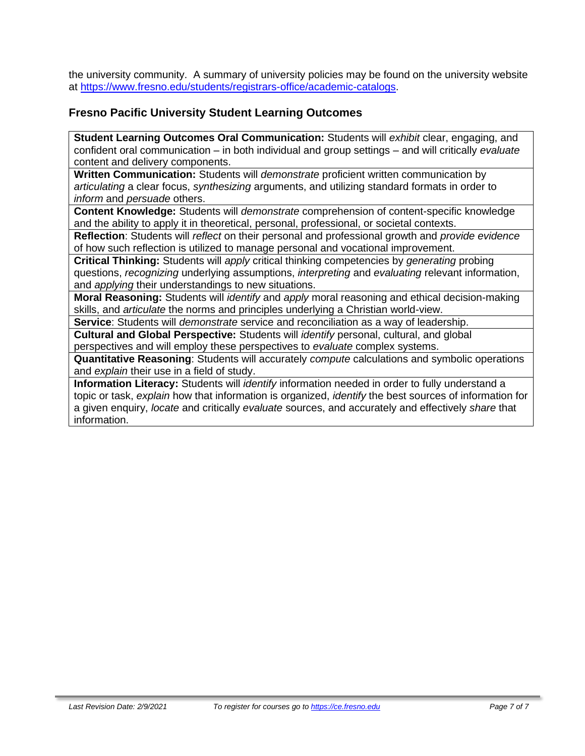the university community. A summary of university policies may be found on the university website at [https://www.fresno.edu/students/registrars-office/academic-catalogs](https://www.fresno.edu/students/registrars-office/academic-catalogs).

## Fresno Pacific University Student Learning Outcomes

| |
|---|
| **Student Learning Outcomes Oral Communication:** Students will *exhibit* clear, engaging, and confident oral communication – in both individual and group settings – and will critically *evaluate* content and delivery components. |
| **Written Communication:** Students will *demonstrate* proficient written communication by *articulating* a clear focus, *synthesizing* arguments, and utilizing standard formats in order to *inform* and *persuade* others. |
| **Content Knowledge:** Students will *demonstrate* comprehension of content-specific knowledge and the ability to apply it in theoretical, personal, professional, or societal contexts. |
| **Reflection**: Students will *reflect* on their personal and professional growth and *provide evidence* of how such reflection is utilized to manage personal and vocational improvement. |
| **Critical Thinking:** Students will *apply* critical thinking competencies by *generating* probing questions, *recognizing* underlying assumptions, *interpreting* and *evaluating* relevant information, and *applying* their understandings to new situations. |
| **Moral Reasoning:** Students will *identify* and *apply* moral reasoning and ethical decision-making skills, and *articulate* the norms and principles underlying a Christian world-view. |
| **Service**: Students will *demonstrate* service and reconciliation as a way of leadership. |
| **Cultural and Global Perspective:** Students will *identify* personal, cultural, and global perspectives and will employ these perspectives to *evaluate* complex systems. |
| **Quantitative Reasoning**: Students will accurately *compute* calculations and symbolic operations and *explain* their use in a field of study. |
| **Information Literacy:** Students will *identify* information needed in order to fully understand a topic or task, *explain* how that information is organized, *identify* the best sources of information for a given enquiry, *locate* and critically *evaluate* sources, and accurately and effectively *share* that information. |